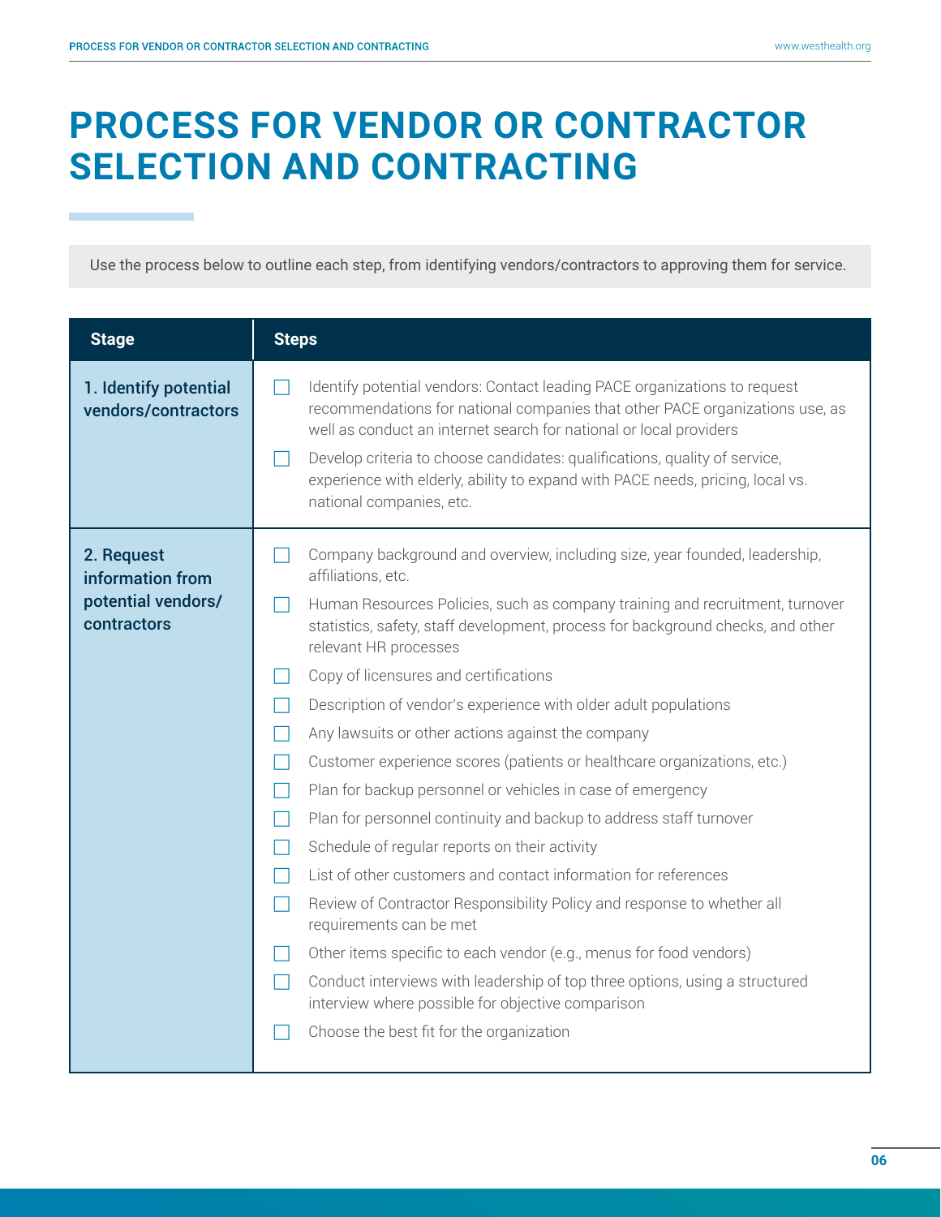# PROCESS FOR VENDOR OR CONTRACTOR SELECTION AND CONTRACTING

Use the process below to outline each step, from identifying vendors/contractors to approving them for service.

| Stage | Steps |
| --- | --- |
| **1. Identify potential vendors/contractors** | ☐ Identify potential vendors: Contact leading PACE organizations to request recommendations for national companies that other PACE organizations use, as well as conduct an internet search for national or local providers<br>☐ Develop criteria to choose candidates: qualifications, quality of service, experience with elderly, ability to expand with PACE needs, pricing, local vs. national companies, etc. |
| **2. Request information from potential vendors/ contractors** | ☐ Company background and overview, including size, year founded, leadership, affiliations, etc.<br>☐ Human Resources Policies, such as company training and recruitment, turnover statistics, safety, staff development, process for background checks, and other relevant HR processes<br>☐ Copy of licensures and certifications<br>☐ Description of vendor's experience with older adult populations<br>☐ Any lawsuits or other actions against the company<br>☐ Customer experience scores (patients or healthcare organizations, etc.)<br>☐ Plan for backup personnel or vehicles in case of emergency<br>☐ Plan for personnel continuity and backup to address staff turnover<br>☐ Schedule of regular reports on their activity<br>☐ List of other customers and contact information for references<br>☐ Review of Contractor Responsibility Policy and response to whether all requirements can be met<br>☐ Other items specific to each vendor (e.g., menus for food vendors)<br>☐ Conduct interviews with leadership of top three options, using a structured interview where possible for objective comparison<br>☐ Choose the best fit for the organization |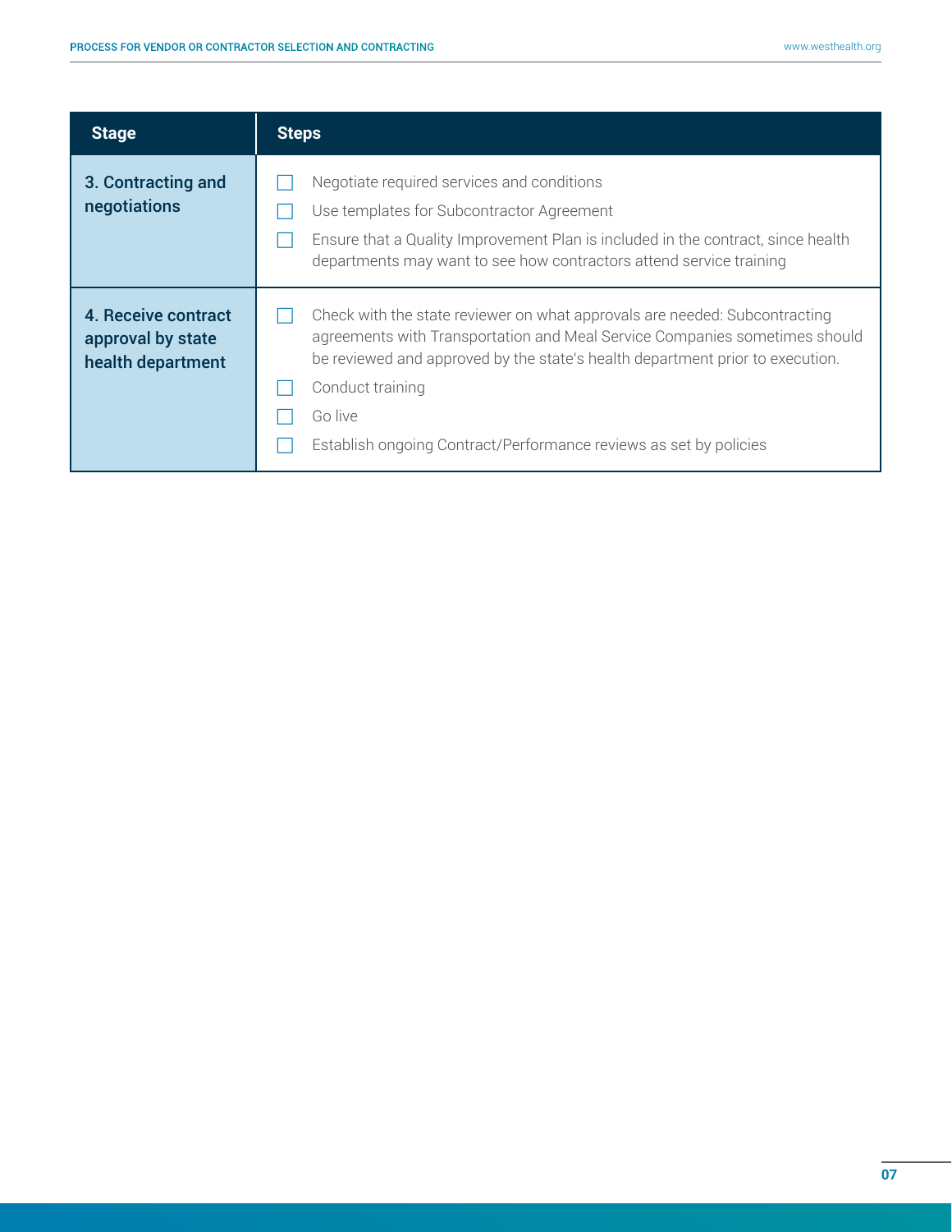| Stage | Steps |
|---|---|
| 3. Contracting and negotiations | ☐ Negotiate required services and conditions<br>☐ Use templates for Subcontractor Agreement<br>☐ Ensure that a Quality Improvement Plan is included in the contract, since health departments may want to see how contractors attend service training |
| 4. Receive contract approval by state health department | ☐ Check with the state reviewer on what approvals are needed: Subcontracting agreements with Transportation and Meal Service Companies sometimes should be reviewed and approved by the state's health department prior to execution.<br>☐ Conduct training<br>☐ Go live<br>☐ Establish ongoing Contract/Performance reviews as set by policies |